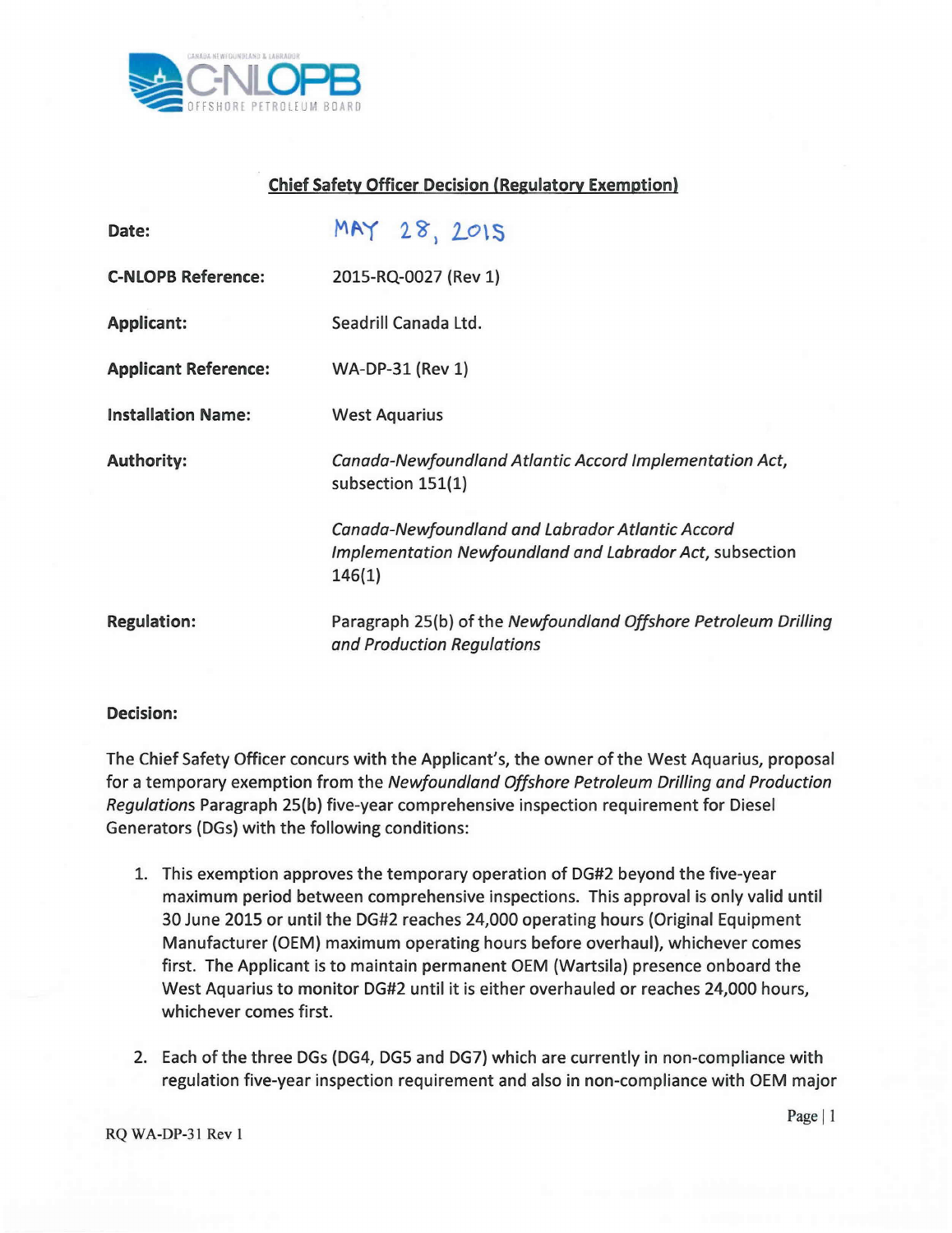## Chief Safety Officer Decision (Regulatory Exemption)

| | |
|---|---|
| **Date:** | MAY 28, 2015 |
| **C-NLOPB Reference:** | 2015-RQ-0027 (Rev 1) |
| **Applicant:** | Seadrill Canada Ltd. |
| **Applicant Reference:** | WA-DP-31 (Rev 1) |
| **Installation Name:** | West Aquarius |
| **Authority:** | *Canada-Newfoundland Atlantic Accord Implementation Act*, subsection 151(1)<br><br>*Canada-Newfoundland and Labrador Atlantic Accord Implementation Newfoundland and Labrador Act*, subsection 146(1) |
| **Regulation:** | Paragraph 25(b) of the *Newfoundland Offshore Petroleum Drilling and Production Regulations* |

**Decision:**

The Chief Safety Officer concurs with the Applicant's, the owner of the West Aquarius, proposal for a temporary exemption from the *Newfoundland Offshore Petroleum Drilling and Production Regulations* Paragraph 25(b) five-year comprehensive inspection requirement for Diesel Generators (DGs) with the following conditions:

1. This exemption approves the temporary operation of DG#2 beyond the five-year maximum period between comprehensive inspections. This approval is only valid until 30 June 2015 or until the DG#2 reaches 24,000 operating hours (Original Equipment Manufacturer (OEM) maximum operating hours before overhaul), whichever comes first. The Applicant is to maintain permanent OEM (Wartsila) presence onboard the West Aquarius to monitor DG#2 until it is either overhauled or reaches 24,000 hours, whichever comes first.

2. Each of the three DGs (DG4, DG5 and DG7) which are currently in non-compliance with regulation five-year inspection requirement and also in non-compliance with OEM major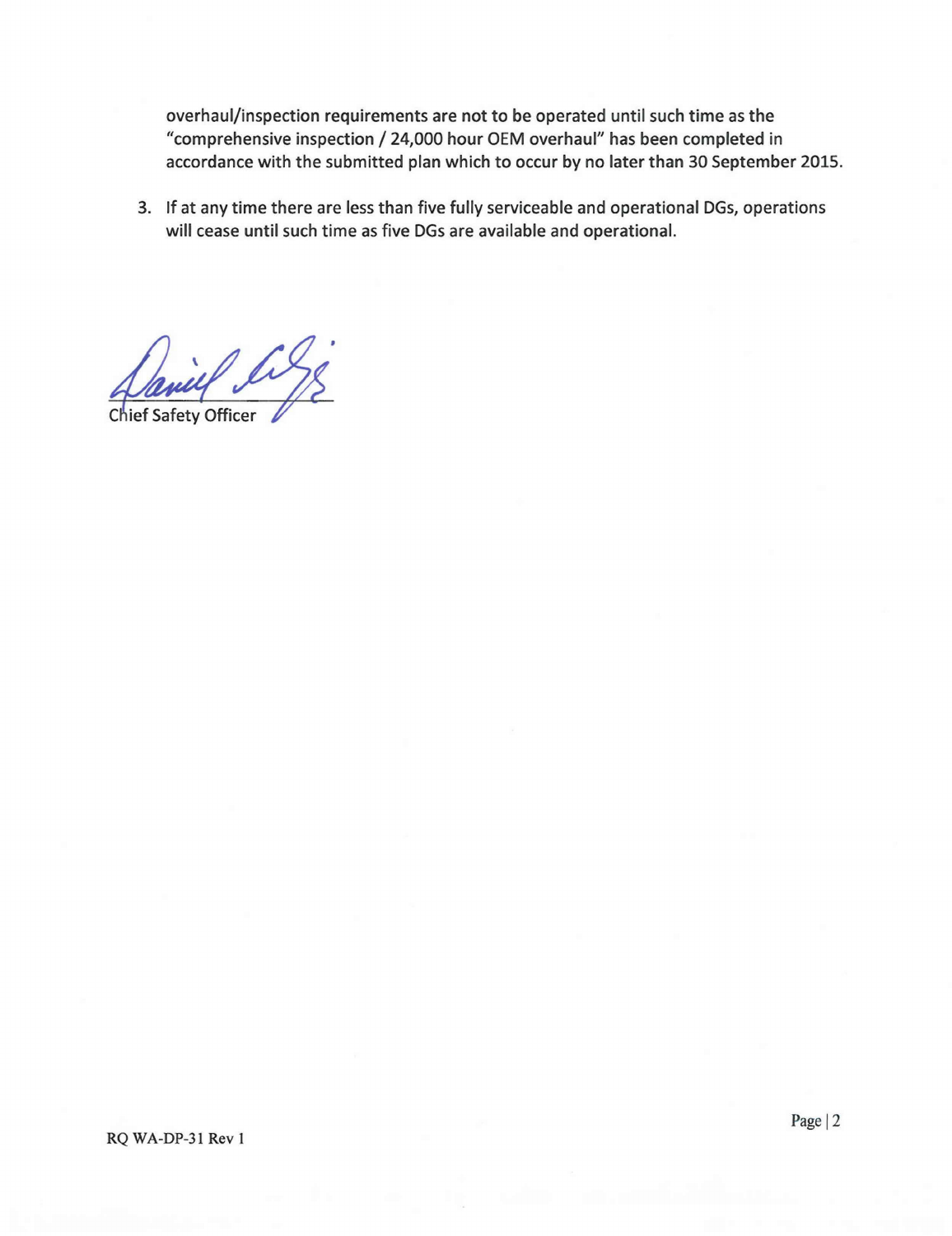**overhaul/inspection requirements are not to be operated until such time as the "comprehensive inspection / 24,000 hour OEM overhaul" has been completed in accordance with the submitted plan which to occur by no later than 30 September 2015.**

3. **If at any time there are less than five fully serviceable and operational DGs, operations will cease until such time as five DGs are available and operational.**

Chief Safety Officer

RQ WA-DP-31 Rev 1